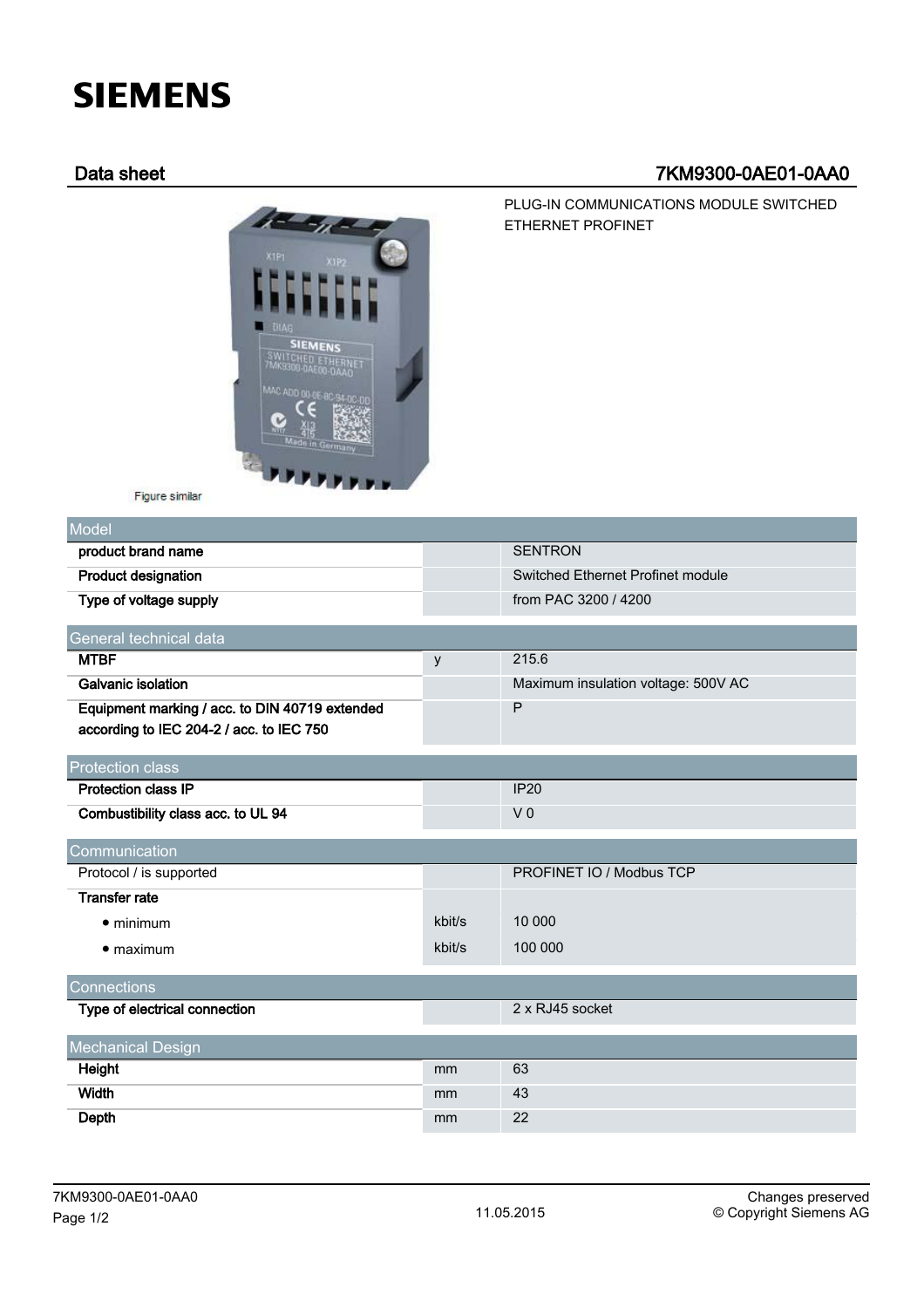SIEMENS

## Data sheet 7KM9300-0AE01-0AA0

PLUG-IN COMMUNICATIONS MODULE SWITCHED ETHERNET PROFINET

Figure similar

| Model | | |
|---|---|---|
| **product brand name** | | SENTRON |
| **Product designation** | | Switched Ethernet Profinet module |
| **Type of voltage supply** | | from PAC 3200 / 4200 |

| General technical data | | |
|---|---|---|
| **MTBF** | y | 215.6 |
| **Galvanic isolation** | | Maximum insulation voltage: 500V AC |
| **Equipment marking / acc. to DIN 40719 extended according to IEC 204-2 / acc. to IEC 750** | | P |

| Protection class | | |
|---|---|---|
| **Protection class IP** | | IP20 |
| **Combustibility class acc. to UL 94** | | V 0 |

| Communication | | |
|---|---|---|
| Protocol / is supported | | PROFINET IO / Modbus TCP |
| **Transfer rate** | | |
| • minimum | kbit/s | 10 000 |
| • maximum | kbit/s | 100 000 |

| Connections | | |
|---|---|---|
| **Type of electrical connection** | | 2 x RJ45 socket |

| Mechanical Design | | |
|---|---|---|
| **Height** | mm | 63 |
| **Width** | mm | 43 |
| **Depth** | mm | 22 |

7KM9300-0AE01-0AA0 11.05.2015 Changes preserved © Copyright Siemens AG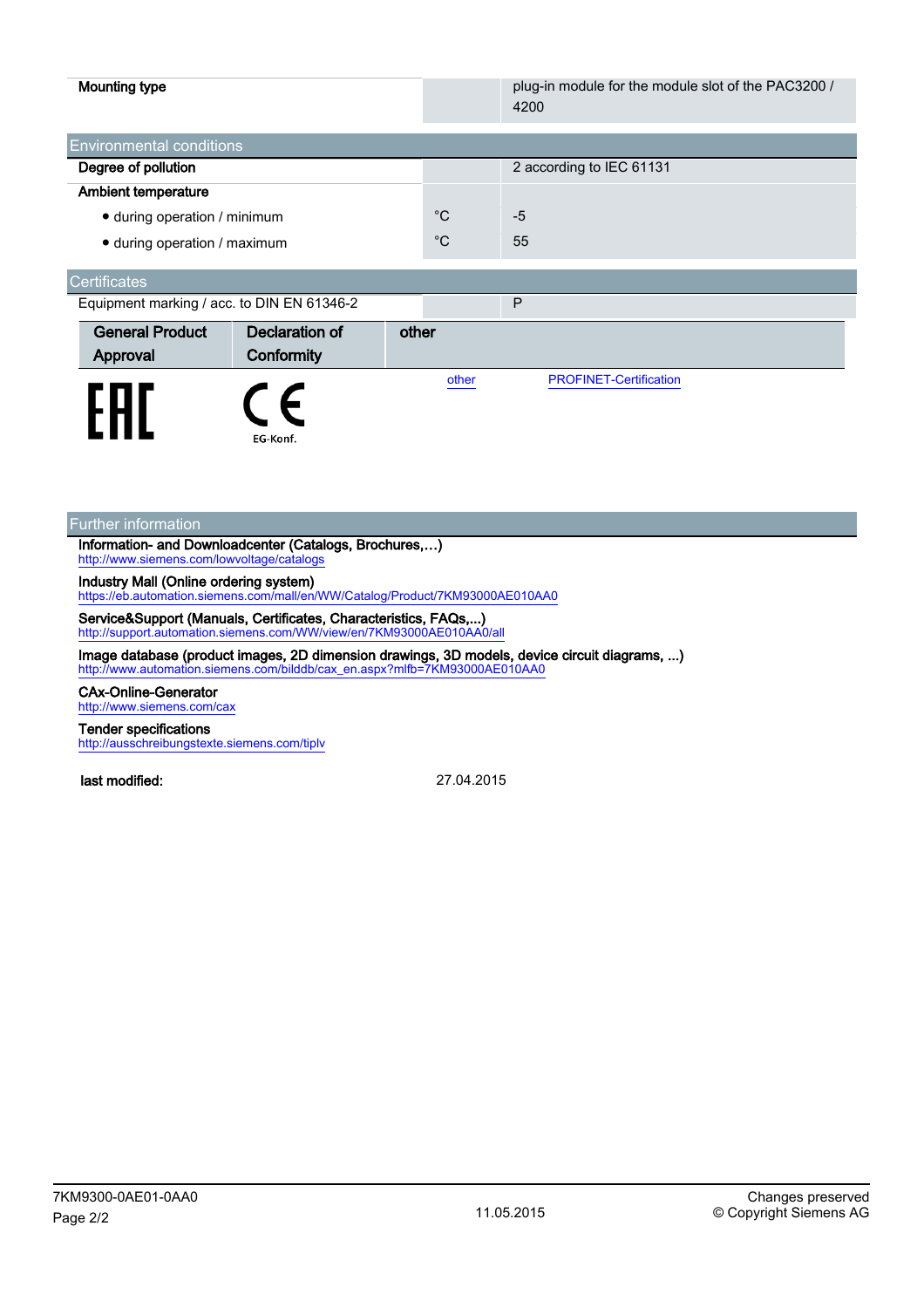| | | |
|---|---|---|
| **Mounting type** | | plug-in module for the module slot of the PAC3200 / 4200 |

## Environmental conditions

| | | |
|---|---|---|
| **Degree of pollution** | | 2 according to IEC 61131 |
| **Ambient temperature** | | |
| • during operation / minimum | °C | -5 |
| • during operation / maximum | °C | 55 |

## Certificates

| | | |
|---|---|---|
| Equipment marking / acc. to DIN EN 61346-2 | | P |

| General Product Approval | Declaration of Conformity | other | |
|---|---|---|---|
| EAC | CE EG-Konf. | other | PROFINET-Certification |

## Further information

**Information- and Downloadcenter (Catalogs, Brochures,…)**
http://www.siemens.com/lowvoltage/catalogs

**Industry Mall (Online ordering system)**
https://eb.automation.siemens.com/mall/en/WW/Catalog/Product/7KM93000AE010AA0

**Service&Support (Manuals, Certificates, Characteristics, FAQs,...)**
http://support.automation.siemens.com/WW/view/en/7KM93000AE010AA0/all

**Image database (product images, 2D dimension drawings, 3D models, device circuit diagrams, ...)**
http://www.automation.siemens.com/bilddb/cax_en.aspx?mlfb=7KM93000AE010AA0

**CAx-Online-Generator**
http://www.siemens.com/cax

**Tender specifications**
http://ausschreibungstexte.siemens.com/tiplv

**last modified:** 27.04.2015